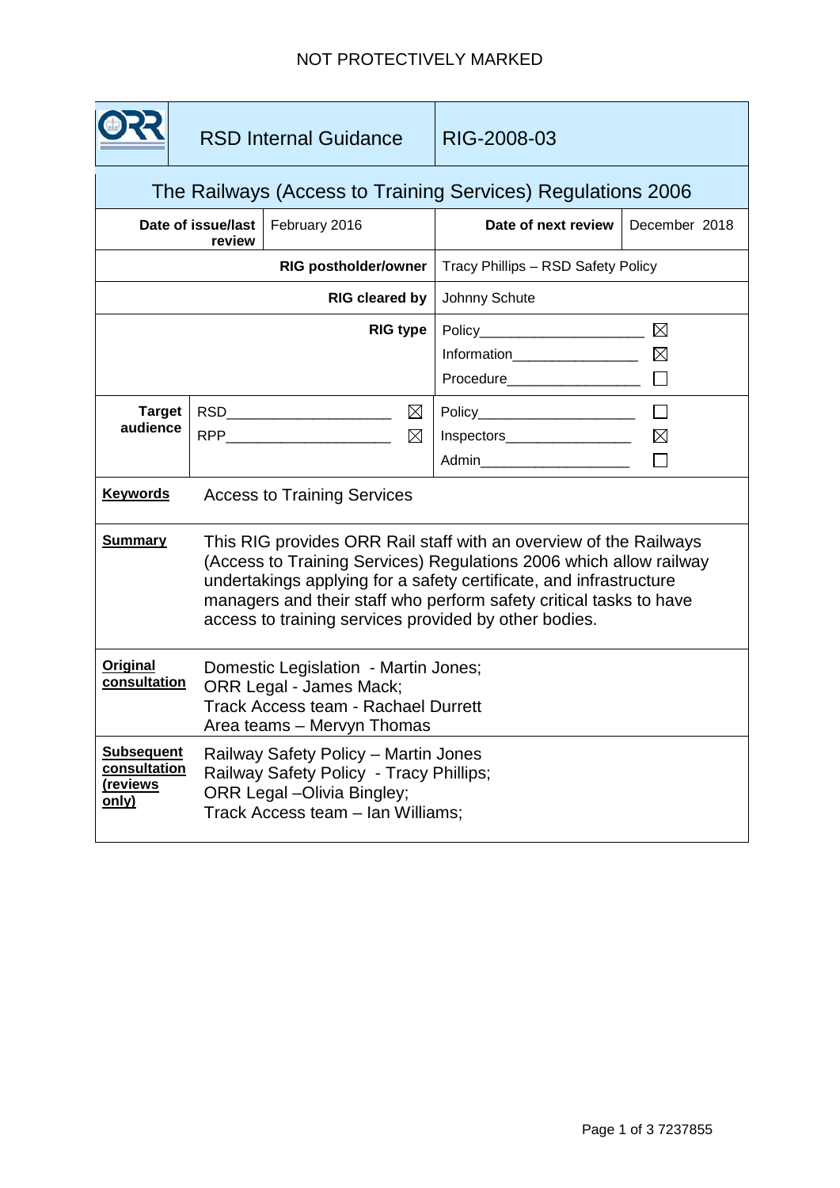NOT PROTECTIVELY MARKED

| ORR | RSD Internal Guidance | RIG-2008-03 | |
|---|---|---|---|
| **The Railways (Access to Training Services) Regulations 2006** | | | |
| **Date of issue/last review** | February 2016 | **Date of next review** | December 2018 |
| **RIG postholder/owner** | | Tracy Phillips – RSD Safety Policy | |
| **RIG cleared by** | | Johnny Schute | |
| **RIG type** | | Policy ☒<br>Information ☒<br>Procedure ☐ | |
| **Target audience** | RSD ☒<br>RPP ☒ | Policy ☐<br>Inspectors ☒<br>Admin ☐ | |

**Keywords**

Access to Training Services

**Summary**

This RIG provides ORR Rail staff with an overview of the Railways (Access to Training Services) Regulations 2006 which allow railway undertakings applying for a safety certificate, and infrastructure managers and their staff who perform safety critical tasks to have access to training services provided by other bodies.

**Original consultation**

Domestic Legislation - Martin Jones;
ORR Legal - James Mack;
Track Access team - Rachael Durrett
Area teams – Mervyn Thomas

**Subsequent consultation (reviews only)**

Railway Safety Policy – Martin Jones
Railway Safety Policy - Tracy Phillips;
ORR Legal –Olivia Bingley;
Track Access team – Ian Williams;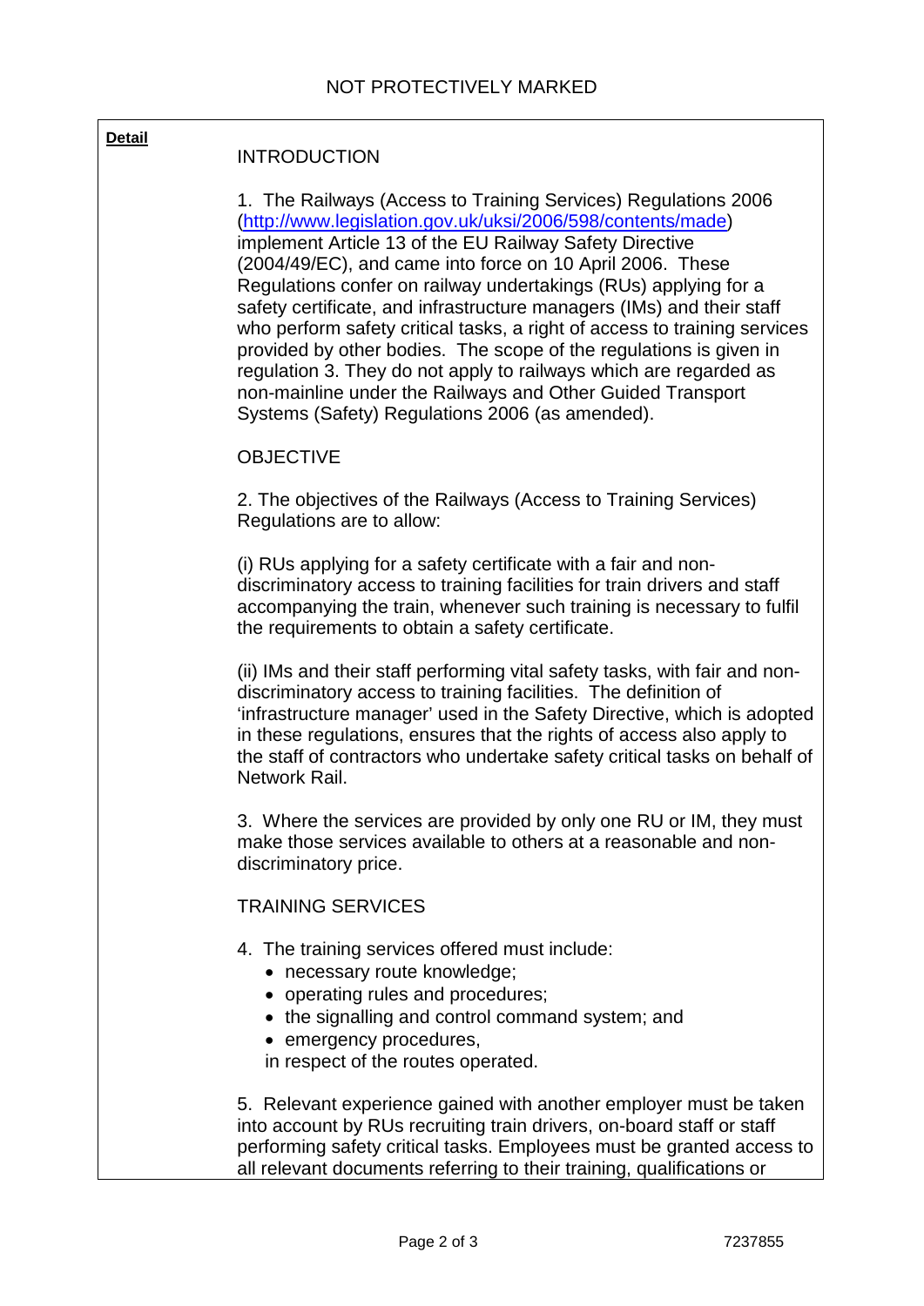**Detail**

INTRODUCTION

1. The Railways (Access to Training Services) Regulations 2006 (http://www.legislation.gov.uk/uksi/2006/598/contents/made) implement Article 13 of the EU Railway Safety Directive (2004/49/EC), and came into force on 10 April 2006. These Regulations confer on railway undertakings (RUs) applying for a safety certificate, and infrastructure managers (IMs) and their staff who perform safety critical tasks, a right of access to training services provided by other bodies. The scope of the regulations is given in regulation 3. They do not apply to railways which are regarded as non-mainline under the Railways and Other Guided Transport Systems (Safety) Regulations 2006 (as amended).

OBJECTIVE

2. The objectives of the Railways (Access to Training Services) Regulations are to allow:

(i) RUs applying for a safety certificate with a fair and non-discriminatory access to training facilities for train drivers and staff accompanying the train, whenever such training is necessary to fulfil the requirements to obtain a safety certificate.

(ii) IMs and their staff performing vital safety tasks, with fair and non-discriminatory access to training facilities. The definition of 'infrastructure manager' used in the Safety Directive, which is adopted in these regulations, ensures that the rights of access also apply to the staff of contractors who undertake safety critical tasks on behalf of Network Rail.

3. Where the services are provided by only one RU or IM, they must make those services available to others at a reasonable and non-discriminatory price.

TRAINING SERVICES

4. The training services offered must include:

- necessary route knowledge;
- operating rules and procedures;
- the signalling and control command system; and
- emergency procedures,

in respect of the routes operated.

5. Relevant experience gained with another employer must be taken into account by RUs recruiting train drivers, on-board staff or staff performing safety critical tasks. Employees must be granted access to all relevant documents referring to their training, qualifications or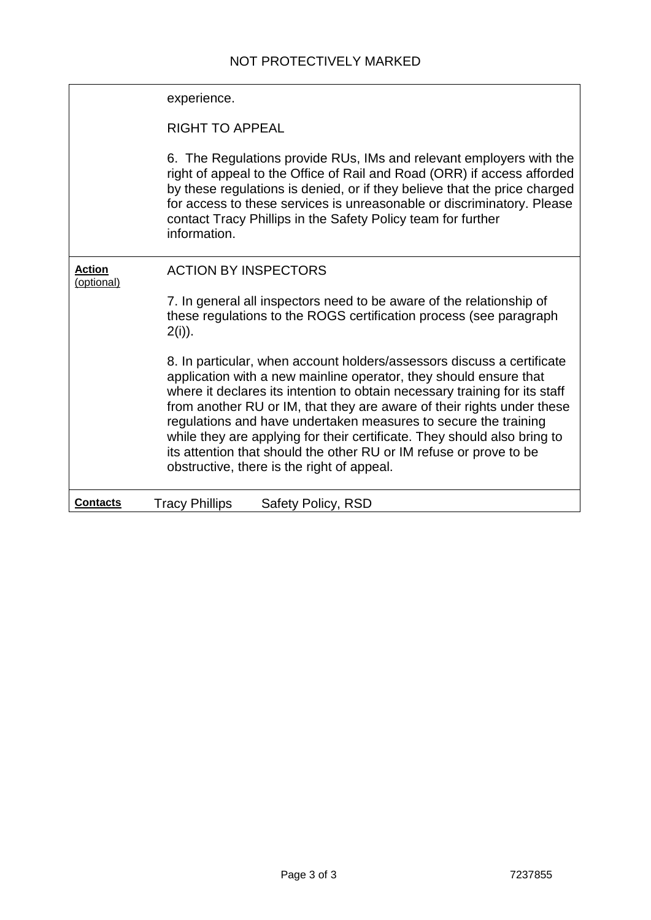experience.

RIGHT TO APPEAL

6. The Regulations provide RUs, IMs and relevant employers with the right of appeal to the Office of Rail and Road (ORR) if access afforded by these regulations is denied, or if they believe that the price charged for access to these services is unreasonable or discriminatory. Please contact Tracy Phillips in the Safety Policy team for further information.

**Action** (optional)

ACTION BY INSPECTORS

7. In general all inspectors need to be aware of the relationship of these regulations to the ROGS certification process (see paragraph 2(i)).

8. In particular, when account holders/assessors discuss a certificate application with a new mainline operator, they should ensure that where it declares its intention to obtain necessary training for its staff from another RU or IM, that they are aware of their rights under these regulations and have undertaken measures to secure the training while they are applying for their certificate. They should also bring to its attention that should the other RU or IM refuse or prove to be obstructive, there is the right of appeal.

**Contacts** Tracy Phillips Safety Policy, RSD